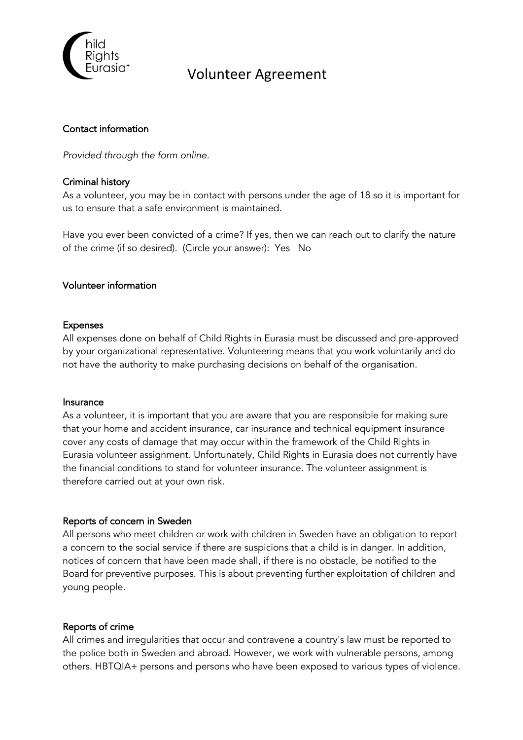# Volunteer Agreement

## Contact information

*Provided through the form online.*

## Criminal history

As a volunteer, you may be in contact with persons under the age of 18 so it is important for us to ensure that a safe environment is maintained.

Have you ever been convicted of a crime? If yes, then we can reach out to clarify the nature of the crime (if so desired). (Circle your answer): Yes No

## Volunteer information

### Expenses

All expenses done on behalf of Child Rights in Eurasia must be discussed and pre-approved by your organizational representative. Volunteering means that you work voluntarily and do not have the authority to make purchasing decisions on behalf of the organisation.

### Insurance

As a volunteer, it is important that you are aware that you are responsible for making sure that your home and accident insurance, car insurance and technical equipment insurance cover any costs of damage that may occur within the framework of the Child Rights in Eurasia volunteer assignment. Unfortunately, Child Rights in Eurasia does not currently have the financial conditions to stand for volunteer insurance. The volunteer assignment is therefore carried out at your own risk.

### Reports of concern in Sweden

All persons who meet children or work with children in Sweden have an obligation to report a concern to the social service if there are suspicions that a child is in danger. In addition, notices of concern that have been made shall, if there is no obstacle, be notified to the Board for preventive purposes. This is about preventing further exploitation of children and young people.

### Reports of crime

All crimes and irregularities that occur and contravene a country's law must be reported to the police both in Sweden and abroad. However, we work with vulnerable persons, among others. HBTQIA+ persons and persons who have been exposed to various types of violence.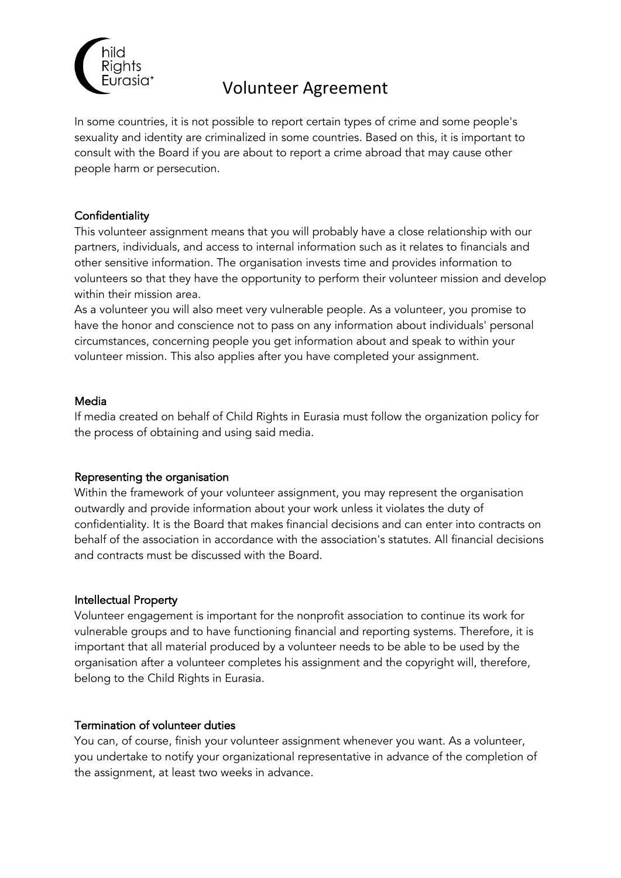# Volunteer Agreement

In some countries, it is not possible to report certain types of crime and some people's sexuality and identity are criminalized in some countries. Based on this, it is important to consult with the Board if you are about to report a crime abroad that may cause other people harm or persecution.

## Confidentiality

This volunteer assignment means that you will probably have a close relationship with our partners, individuals, and access to internal information such as it relates to financials and other sensitive information. The organisation invests time and provides information to volunteers so that they have the opportunity to perform their volunteer mission and develop within their mission area.

As a volunteer you will also meet very vulnerable people. As a volunteer, you promise to have the honor and conscience not to pass on any information about individuals' personal circumstances, concerning people you get information about and speak to within your volunteer mission. This also applies after you have completed your assignment.

## Media

If media created on behalf of Child Rights in Eurasia must follow the organization policy for the process of obtaining and using said media.

## Representing the organisation

Within the framework of your volunteer assignment, you may represent the organisation outwardly and provide information about your work unless it violates the duty of confidentiality. It is the Board that makes financial decisions and can enter into contracts on behalf of the association in accordance with the association's statutes. All financial decisions and contracts must be discussed with the Board.

## Intellectual Property

Volunteer engagement is important for the nonprofit association to continue its work for vulnerable groups and to have functioning financial and reporting systems. Therefore, it is important that all material produced by a volunteer needs to be able to be used by the organisation after a volunteer completes his assignment and the copyright will, therefore, belong to the Child Rights in Eurasia.

## Termination of volunteer duties

You can, of course, finish your volunteer assignment whenever you want. As a volunteer, you undertake to notify your organizational representative in advance of the completion of the assignment, at least two weeks in advance.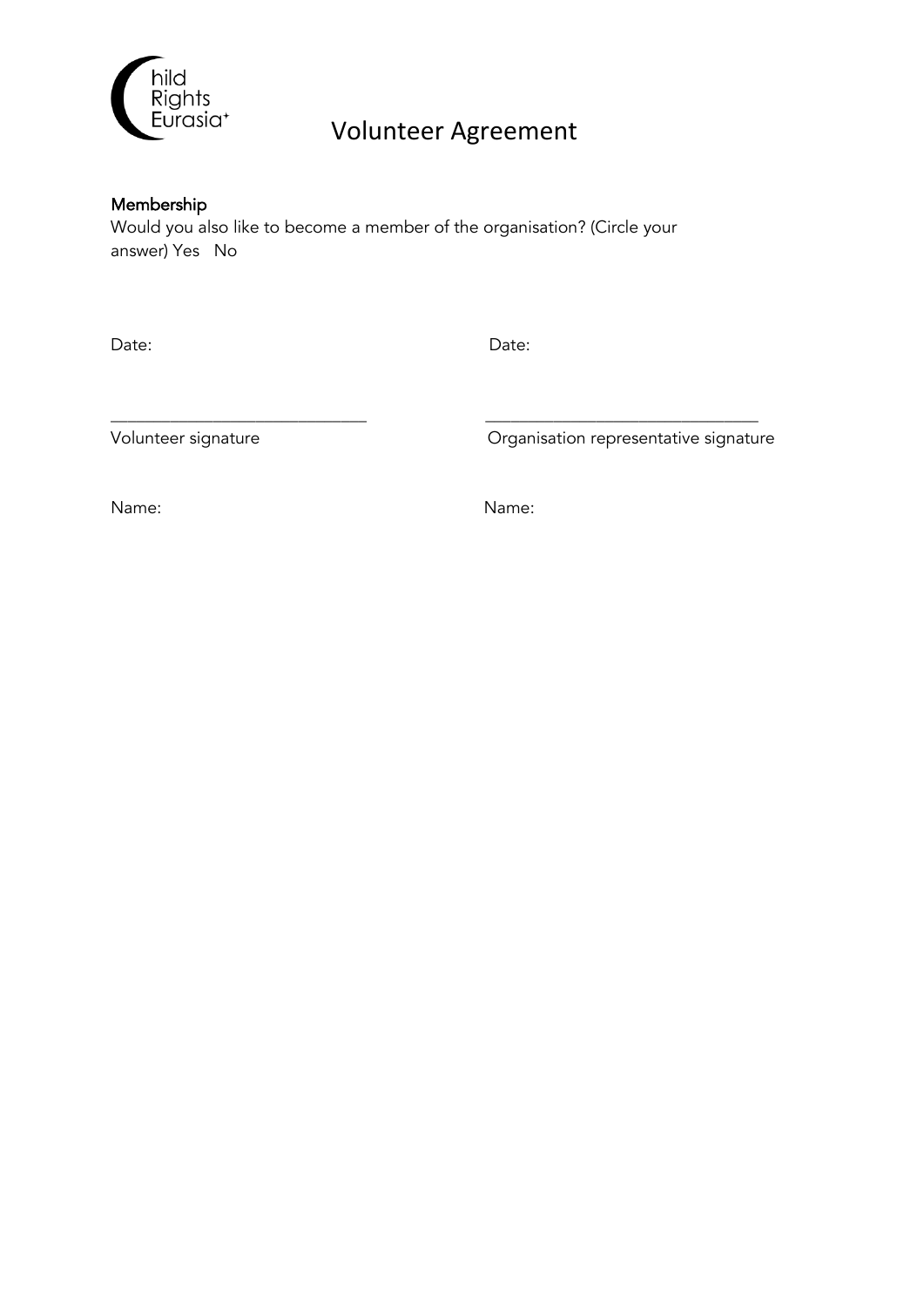Child Rights Eurasia+

# Volunteer Agreement

**Membership**

Would you also like to become a member of the organisation? (Circle your answer) Yes No

Date:

_____________________________

Volunteer signature

Name:

Date:

_______________________________

Organisation representative signature

Name: